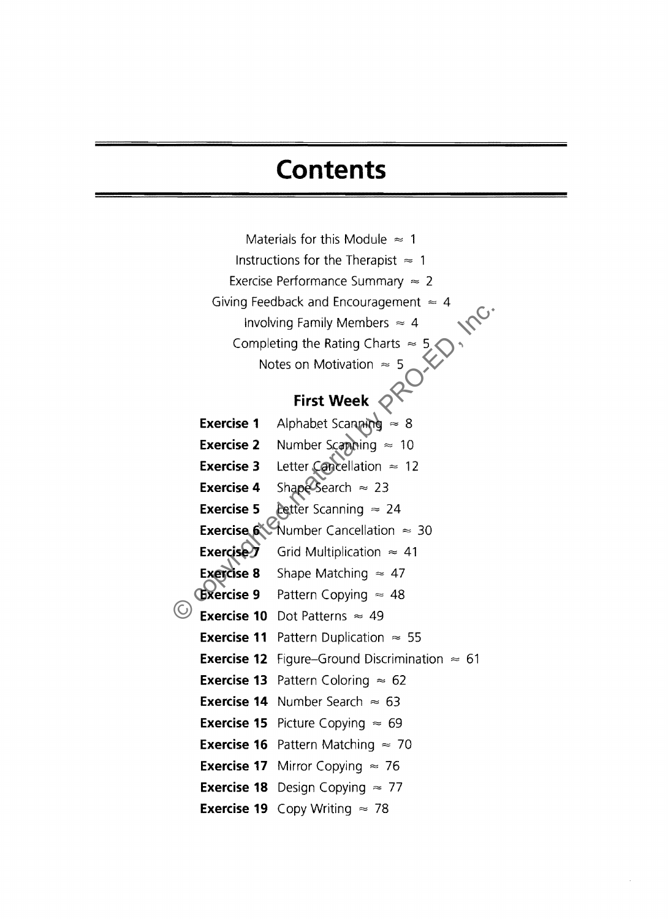# Contents

Materials for this Module ≈ 1

Instructions for the Therapist ≈ 1

Exercise Performance Summary ≈ 2

Giving Feedback and Encouragement ≈ 4

Involving Family Members ≈ 4

Completing the Rating Charts ≈ 5

Notes on Motivation ≈ 5

## First Week

**Exercise 1** Alphabet Scanning ≈ 8

**Exercise 2** Number Scanning ≈ 10

**Exercise 3** Letter Cancellation ≈ 12

**Exercise 4** Shape Search ≈ 23

**Exercise 5** Letter Scanning ≈ 24

**Exercise 6** Number Cancellation ≈ 30

**Exercise 7** Grid Multiplication ≈ 41

**Exercise 8** Shape Matching ≈ 47

**Exercise 9** Pattern Copying ≈ 48

**Exercise 10** Dot Patterns ≈ 49

**Exercise 11** Pattern Duplication ≈ 55

**Exercise 12** Figure–Ground Discrimination ≈ 61

**Exercise 13** Pattern Coloring ≈ 62

**Exercise 14** Number Search ≈ 63

**Exercise 15** Picture Copying ≈ 69

**Exercise 16** Pattern Matching ≈ 70

**Exercise 17** Mirror Copying ≈ 76

**Exercise 18** Design Copying ≈ 77

**Exercise 19** Copy Writing ≈ 78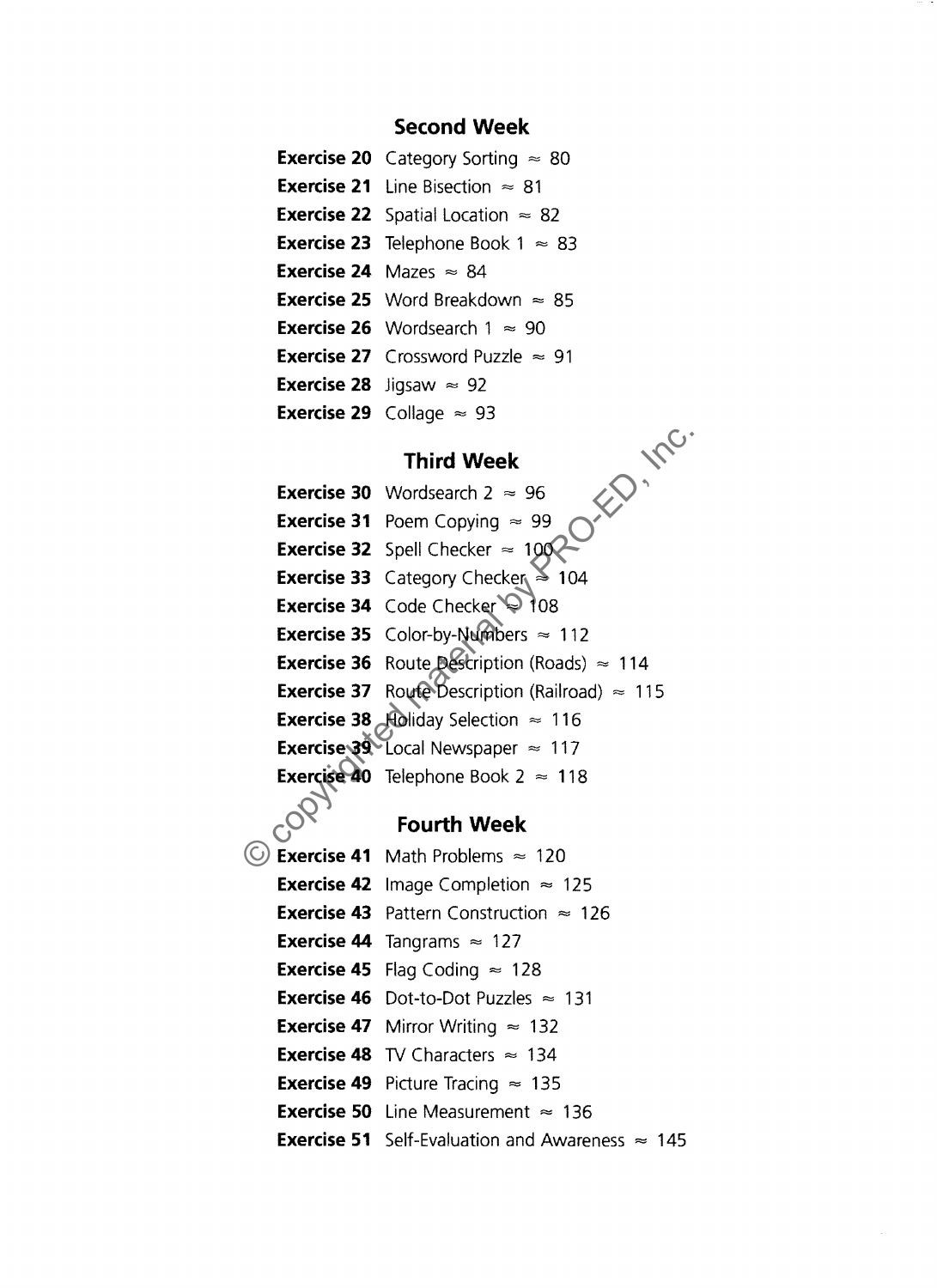## Second Week

**Exercise 20** Category Sorting ≈ 80
**Exercise 21** Line Bisection ≈ 81
**Exercise 22** Spatial Location ≈ 82
**Exercise 23** Telephone Book 1 ≈ 83
**Exercise 24** Mazes ≈ 84
**Exercise 25** Word Breakdown ≈ 85
**Exercise 26** Wordsearch 1 ≈ 90
**Exercise 27** Crossword Puzzle ≈ 91
**Exercise 28** Jigsaw ≈ 92
**Exercise 29** Collage ≈ 93

## Third Week

**Exercise 30** Wordsearch 2 ≈ 96
**Exercise 31** Poem Copying ≈ 99
**Exercise 32** Spell Checker ≈ 100
**Exercise 33** Category Checker ≈ 104
**Exercise 34** Code Checker ≈ 108
**Exercise 35** Color-by-Numbers ≈ 112
**Exercise 36** Route Description (Roads) ≈ 114
**Exercise 37** Route Description (Railroad) ≈ 115
**Exercise 38** Holiday Selection ≈ 116
**Exercise 39** Local Newspaper ≈ 117
**Exercise 40** Telephone Book 2 ≈ 118

## Fourth Week

**Exercise 41** Math Problems ≈ 120
**Exercise 42** Image Completion ≈ 125
**Exercise 43** Pattern Construction ≈ 126
**Exercise 44** Tangrams ≈ 127
**Exercise 45** Flag Coding ≈ 128
**Exercise 46** Dot-to-Dot Puzzles ≈ 131
**Exercise 47** Mirror Writing ≈ 132
**Exercise 48** TV Characters ≈ 134
**Exercise 49** Picture Tracing ≈ 135
**Exercise 50** Line Measurement ≈ 136
**Exercise 51** Self-Evaluation and Awareness ≈ 145